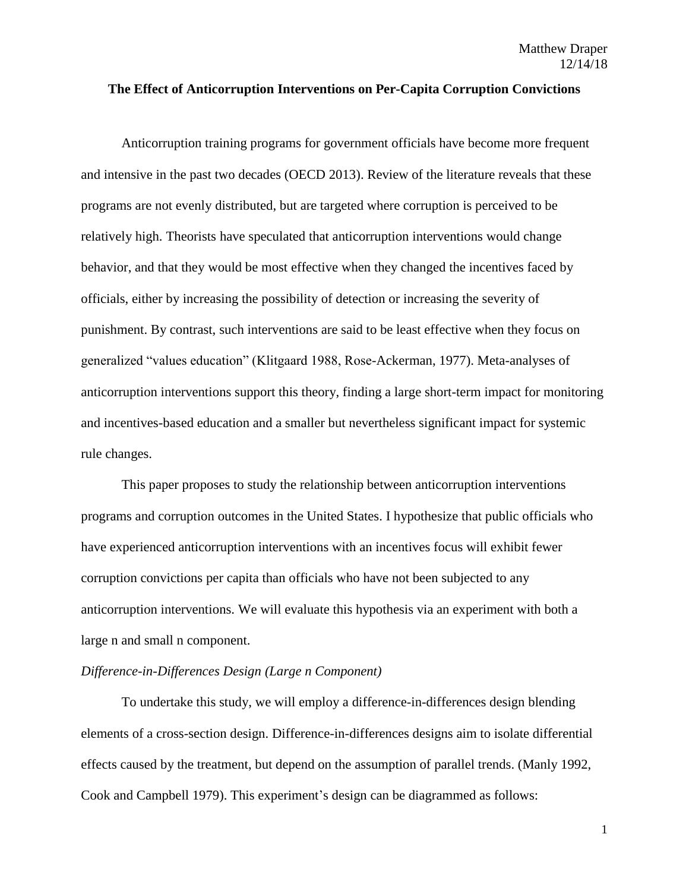Matthew Draper
12/14/18

**The Effect of Anticorruption Interventions on Per-Capita Corruption Convictions**

Anticorruption training programs for government officials have become more frequent and intensive in the past two decades (OECD 2013). Review of the literature reveals that these programs are not evenly distributed, but are targeted where corruption is perceived to be relatively high. Theorists have speculated that anticorruption interventions would change behavior, and that they would be most effective when they changed the incentives faced by officials, either by increasing the possibility of detection or increasing the severity of punishment. By contrast, such interventions are said to be least effective when they focus on generalized "values education" (Klitgaard 1988, Rose-Ackerman, 1977). Meta-analyses of anticorruption interventions support this theory, finding a large short-term impact for monitoring and incentives-based education and a smaller but nevertheless significant impact for systemic rule changes.

This paper proposes to study the relationship between anticorruption interventions programs and corruption outcomes in the United States. I hypothesize that public officials who have experienced anticorruption interventions with an incentives focus will exhibit fewer corruption convictions per capita than officials who have not been subjected to any anticorruption interventions. We will evaluate this hypothesis via an experiment with both a large n and small n component.

*Difference-in-Differences Design (Large n Component)*

To undertake this study, we will employ a difference-in-differences design blending elements of a cross-section design. Difference-in-differences designs aim to isolate differential effects caused by the treatment, but depend on the assumption of parallel trends. (Manly 1992, Cook and Campbell 1979). This experiment's design can be diagrammed as follows: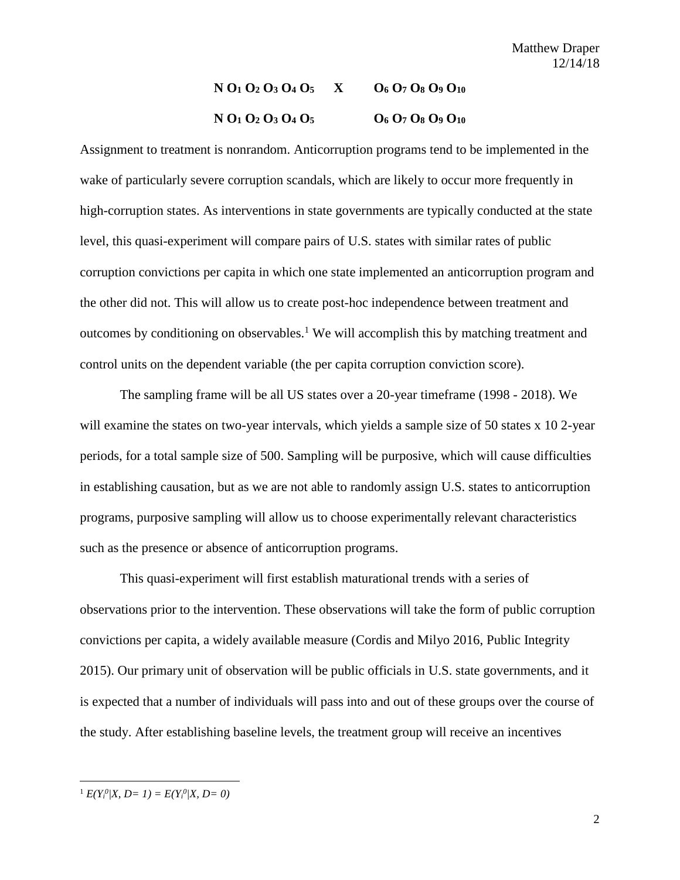**N $O_1$ $O_2$ $O_3$ $O_4$ $O_5$ X $O_6$ $O_7$ $O_8$ $O_9$ $O_{10}$**

**N $O_1$ $O_2$ $O_3$ $O_4$ $O_5$ $O_6$ $O_7$ $O_8$ $O_9$ $O_{10}$**

Assignment to treatment is nonrandom. Anticorruption programs tend to be implemented in the wake of particularly severe corruption scandals, which are likely to occur more frequently in high-corruption states. As interventions in state governments are typically conducted at the state level, this quasi-experiment will compare pairs of U.S. states with similar rates of public corruption convictions per capita in which one state implemented an anticorruption program and the other did not. This will allow us to create post-hoc independence between treatment and outcomes by conditioning on observables.[1] We will accomplish this by matching treatment and control units on the dependent variable (the per capita corruption conviction score).

The sampling frame will be all US states over a 20-year timeframe (1998 - 2018). We will examine the states on two-year intervals, which yields a sample size of 50 states x 10 2-year periods, for a total sample size of 500. Sampling will be purposive, which will cause difficulties in establishing causation, but as we are not able to randomly assign U.S. states to anticorruption programs, purposive sampling will allow us to choose experimentally relevant characteristics such as the presence or absence of anticorruption programs.

This quasi-experiment will first establish maturational trends with a series of observations prior to the intervention. These observations will take the form of public corruption convictions per capita, a widely available measure (Cordis and Milyo 2016, Public Integrity 2015). Our primary unit of observation will be public officials in U.S. state governments, and it is expected that a number of individuals will pass into and out of these groups over the course of the study. After establishing baseline levels, the treatment group will receive an incentives

---

[1] $E(Y_i^0|X, D=1) = E(Y_i^0|X, D=0)$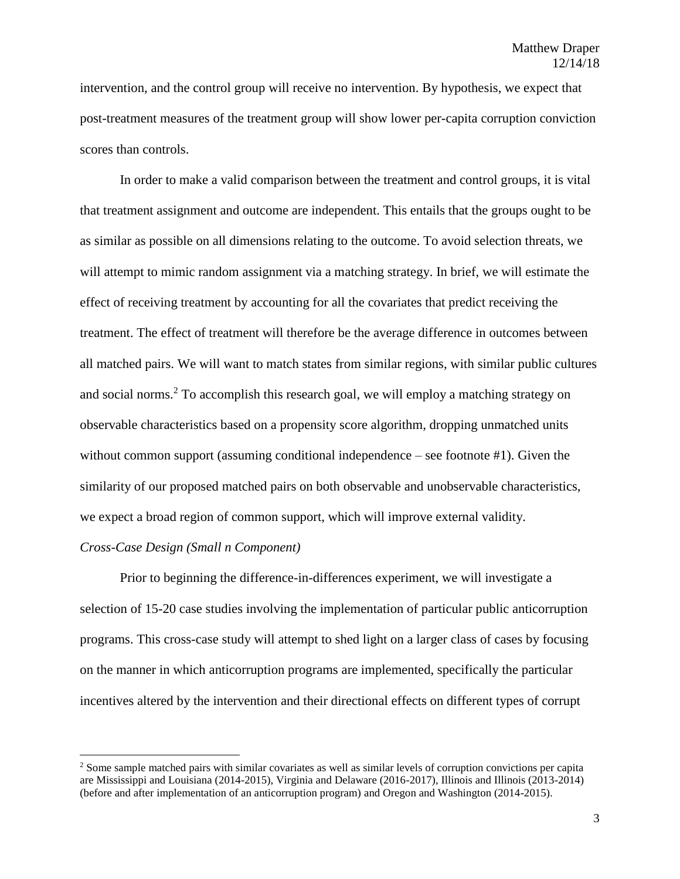intervention, and the control group will receive no intervention. By hypothesis, we expect that post-treatment measures of the treatment group will show lower per-capita corruption conviction scores than controls.

In order to make a valid comparison between the treatment and control groups, it is vital that treatment assignment and outcome are independent. This entails that the groups ought to be as similar as possible on all dimensions relating to the outcome. To avoid selection threats, we will attempt to mimic random assignment via a matching strategy. In brief, we will estimate the effect of receiving treatment by accounting for all the covariates that predict receiving the treatment. The effect of treatment will therefore be the average difference in outcomes between all matched pairs. We will want to match states from similar regions, with similar public cultures and social norms.[2] To accomplish this research goal, we will employ a matching strategy on observable characteristics based on a propensity score algorithm, dropping unmatched units without common support (assuming conditional independence – see footnote #1). Given the similarity of our proposed matched pairs on both observable and unobservable characteristics, we expect a broad region of common support, which will improve external validity.

*Cross-Case Design (Small n Component)*

Prior to beginning the difference-in-differences experiment, we will investigate a selection of 15-20 case studies involving the implementation of particular public anticorruption programs. This cross-case study will attempt to shed light on a larger class of cases by focusing on the manner in which anticorruption programs are implemented, specifically the particular incentives altered by the intervention and their directional effects on different types of corrupt

---

[2] Some sample matched pairs with similar covariates as well as similar levels of corruption convictions per capita are Mississippi and Louisiana (2014-2015), Virginia and Delaware (2016-2017), Illinois and Illinois (2013-2014) (before and after implementation of an anticorruption program) and Oregon and Washington (2014-2015).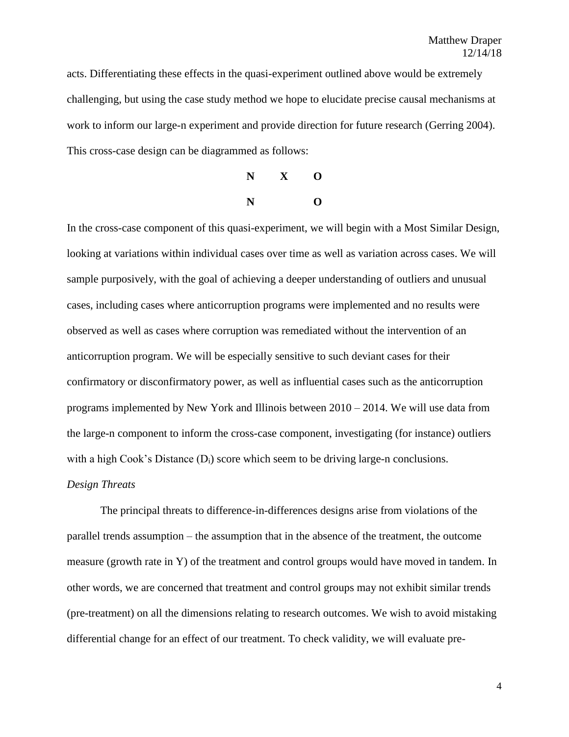acts. Differentiating these effects in the quasi-experiment outlined above would be extremely challenging, but using the case study method we hope to elucidate precise causal mechanisms at work to inform our large-n experiment and provide direction for future research (Gerring 2004). This cross-case design can be diagrammed as follows:

| | | |
|---|---|---|
| **N** | **X** | **O** |
| **N** | | **O** |

In the cross-case component of this quasi-experiment, we will begin with a Most Similar Design, looking at variations within individual cases over time as well as variation across cases. We will sample purposively, with the goal of achieving a deeper understanding of outliers and unusual cases, including cases where anticorruption programs were implemented and no results were observed as well as cases where corruption was remediated without the intervention of an anticorruption program. We will be especially sensitive to such deviant cases for their confirmatory or disconfirmatory power, as well as influential cases such as the anticorruption programs implemented by New York and Illinois between 2010 – 2014. We will use data from the large-n component to inform the cross-case component, investigating (for instance) outliers with a high Cook's Distance ($D_i$) score which seem to be driving large-n conclusions.

*Design Threats*

The principal threats to difference-in-differences designs arise from violations of the parallel trends assumption – the assumption that in the absence of the treatment, the outcome measure (growth rate in Y) of the treatment and control groups would have moved in tandem. In other words, we are concerned that treatment and control groups may not exhibit similar trends (pre-treatment) on all the dimensions relating to research outcomes. We wish to avoid mistaking differential change for an effect of our treatment. To check validity, we will evaluate pre-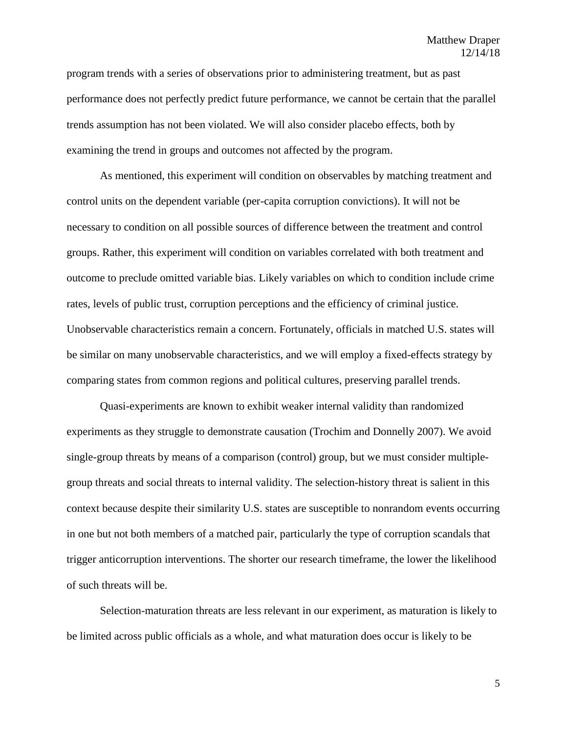program trends with a series of observations prior to administering treatment, but as past performance does not perfectly predict future performance, we cannot be certain that the parallel trends assumption has not been violated. We will also consider placebo effects, both by examining the trend in groups and outcomes not affected by the program.

As mentioned, this experiment will condition on observables by matching treatment and control units on the dependent variable (per-capita corruption convictions). It will not be necessary to condition on all possible sources of difference between the treatment and control groups. Rather, this experiment will condition on variables correlated with both treatment and outcome to preclude omitted variable bias. Likely variables on which to condition include crime rates, levels of public trust, corruption perceptions and the efficiency of criminal justice. Unobservable characteristics remain a concern. Fortunately, officials in matched U.S. states will be similar on many unobservable characteristics, and we will employ a fixed-effects strategy by comparing states from common regions and political cultures, preserving parallel trends.

Quasi-experiments are known to exhibit weaker internal validity than randomized experiments as they struggle to demonstrate causation (Trochim and Donnelly 2007). We avoid single-group threats by means of a comparison (control) group, but we must consider multiple-group threats and social threats to internal validity. The selection-history threat is salient in this context because despite their similarity U.S. states are susceptible to nonrandom events occurring in one but not both members of a matched pair, particularly the type of corruption scandals that trigger anticorruption interventions. The shorter our research timeframe, the lower the likelihood of such threats will be.

Selection-maturation threats are less relevant in our experiment, as maturation is likely to be limited across public officials as a whole, and what maturation does occur is likely to be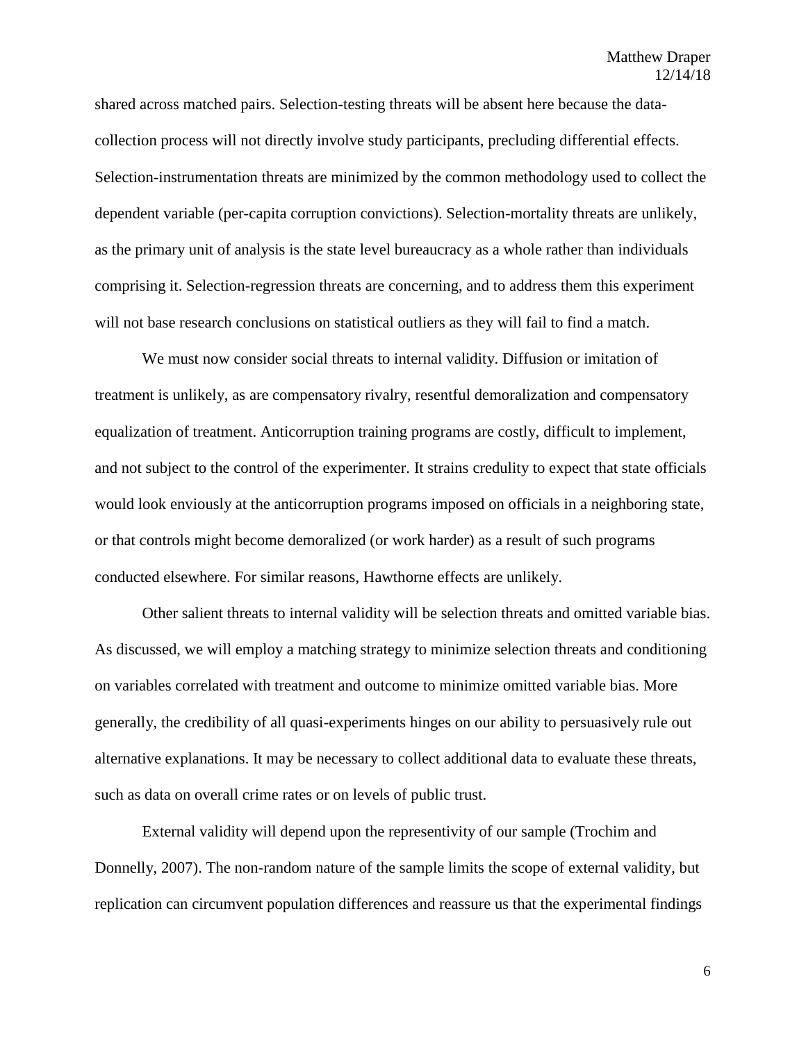shared across matched pairs. Selection-testing threats will be absent here because the data-collection process will not directly involve study participants, precluding differential effects. Selection-instrumentation threats are minimized by the common methodology used to collect the dependent variable (per-capita corruption convictions). Selection-mortality threats are unlikely, as the primary unit of analysis is the state level bureaucracy as a whole rather than individuals comprising it. Selection-regression threats are concerning, and to address them this experiment will not base research conclusions on statistical outliers as they will fail to find a match.

We must now consider social threats to internal validity. Diffusion or imitation of treatment is unlikely, as are compensatory rivalry, resentful demoralization and compensatory equalization of treatment. Anticorruption training programs are costly, difficult to implement, and not subject to the control of the experimenter. It strains credulity to expect that state officials would look enviously at the anticorruption programs imposed on officials in a neighboring state, or that controls might become demoralized (or work harder) as a result of such programs conducted elsewhere. For similar reasons, Hawthorne effects are unlikely.

Other salient threats to internal validity will be selection threats and omitted variable bias. As discussed, we will employ a matching strategy to minimize selection threats and conditioning on variables correlated with treatment and outcome to minimize omitted variable bias. More generally, the credibility of all quasi-experiments hinges on our ability to persuasively rule out alternative explanations. It may be necessary to collect additional data to evaluate these threats, such as data on overall crime rates or on levels of public trust.

External validity will depend upon the representivity of our sample (Trochim and Donnelly, 2007). The non-random nature of the sample limits the scope of external validity, but replication can circumvent population differences and reassure us that the experimental findings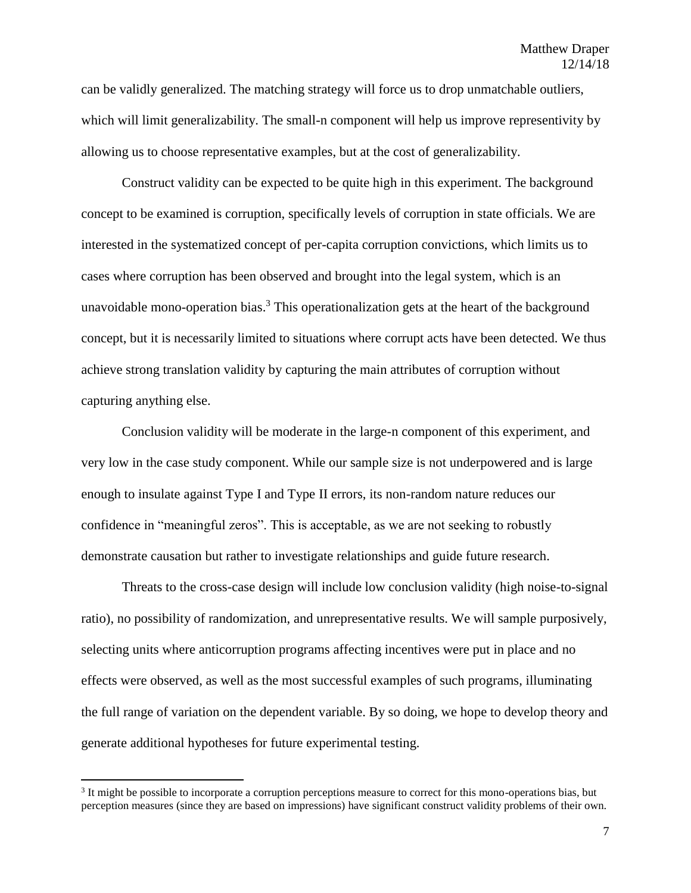can be validly generalized. The matching strategy will force us to drop unmatchable outliers, which will limit generalizability. The small-n component will help us improve representivity by allowing us to choose representative examples, but at the cost of generalizability.

Construct validity can be expected to be quite high in this experiment. The background concept to be examined is corruption, specifically levels of corruption in state officials. We are interested in the systematized concept of per-capita corruption convictions, which limits us to cases where corruption has been observed and brought into the legal system, which is an unavoidable mono-operation bias.[3] This operationalization gets at the heart of the background concept, but it is necessarily limited to situations where corrupt acts have been detected. We thus achieve strong translation validity by capturing the main attributes of corruption without capturing anything else.

Conclusion validity will be moderate in the large-n component of this experiment, and very low in the case study component. While our sample size is not underpowered and is large enough to insulate against Type I and Type II errors, its non-random nature reduces our confidence in "meaningful zeros". This is acceptable, as we are not seeking to robustly demonstrate causation but rather to investigate relationships and guide future research.

Threats to the cross-case design will include low conclusion validity (high noise-to-signal ratio), no possibility of randomization, and unrepresentative results. We will sample purposively, selecting units where anticorruption programs affecting incentives were put in place and no effects were observed, as well as the most successful examples of such programs, illuminating the full range of variation on the dependent variable. By so doing, we hope to develop theory and generate additional hypotheses for future experimental testing.

---

[3] It might be possible to incorporate a corruption perceptions measure to correct for this mono-operations bias, but perception measures (since they are based on impressions) have significant construct validity problems of their own.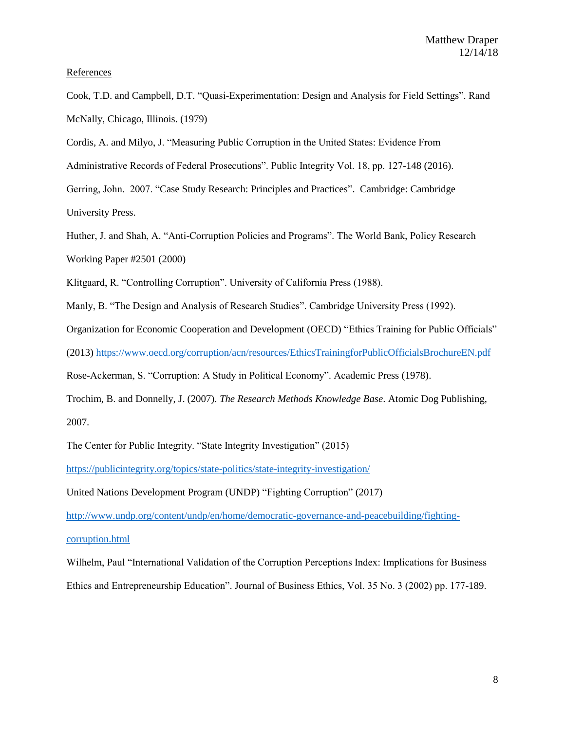References

Cook, T.D. and Campbell, D.T. "Quasi-Experimentation: Design and Analysis for Field Settings". Rand McNally, Chicago, Illinois. (1979)

Cordis, A. and Milyo, J. "Measuring Public Corruption in the United States: Evidence From Administrative Records of Federal Prosecutions". Public Integrity Vol. 18, pp. 127-148 (2016).

Gerring, John. 2007. "Case Study Research: Principles and Practices". Cambridge: Cambridge University Press.

Huther, J. and Shah, A. "Anti-Corruption Policies and Programs". The World Bank, Policy Research Working Paper #2501 (2000)

Klitgaard, R. "Controlling Corruption". University of California Press (1988).

Manly, B. "The Design and Analysis of Research Studies". Cambridge University Press (1992).

Organization for Economic Cooperation and Development (OECD) "Ethics Training for Public Officials" (2013) https://www.oecd.org/corruption/acn/resources/EthicsTrainingforPublicOfficialsBrochureEN.pdf

Rose-Ackerman, S. "Corruption: A Study in Political Economy". Academic Press (1978).

Trochim, B. and Donnelly, J. (2007). *The Research Methods Knowledge Base*. Atomic Dog Publishing, 2007.

The Center for Public Integrity. "State Integrity Investigation" (2015) https://publicintegrity.org/topics/state-politics/state-integrity-investigation/

United Nations Development Program (UNDP) "Fighting Corruption" (2017) http://www.undp.org/content/undp/en/home/democratic-governance-and-peacebuilding/fighting-corruption.html

Wilhelm, Paul "International Validation of the Corruption Perceptions Index: Implications for Business Ethics and Entrepreneurship Education". Journal of Business Ethics, Vol. 35 No. 3 (2002) pp. 177-189.